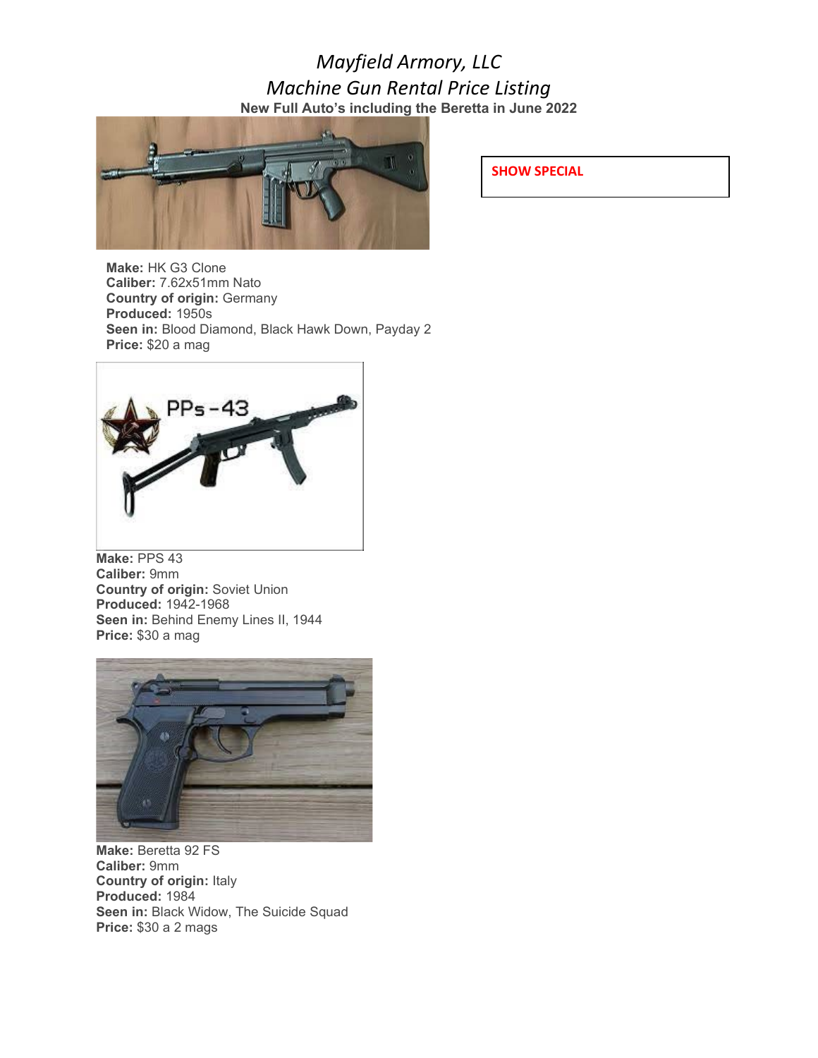# *Mayfield Armory, LLC*

## *Machine Gun Rental Price Listing*

**New Full Auto's including the Beretta in June 2022**

**SHOW SPECIAL**

**Make:** HK G3 Clone
**Caliber:** 7.62x51mm Nato
**Country of origin:** Germany
**Produced:** 1950s
**Seen in:** Blood Diamond, Black Hawk Down, Payday 2
**Price:** $20 a mag

**Make:** PPS 43
**Caliber:** 9mm
**Country of origin:** Soviet Union
**Produced:** 1942-1968
**Seen in:** Behind Enemy Lines II, 1944
**Price:** $30 a mag

**Make:** Beretta 92 FS
**Caliber:** 9mm
**Country of origin:** Italy
**Produced:** 1984
**Seen in:** Black Widow, The Suicide Squad
**Price:** $30 a 2 mags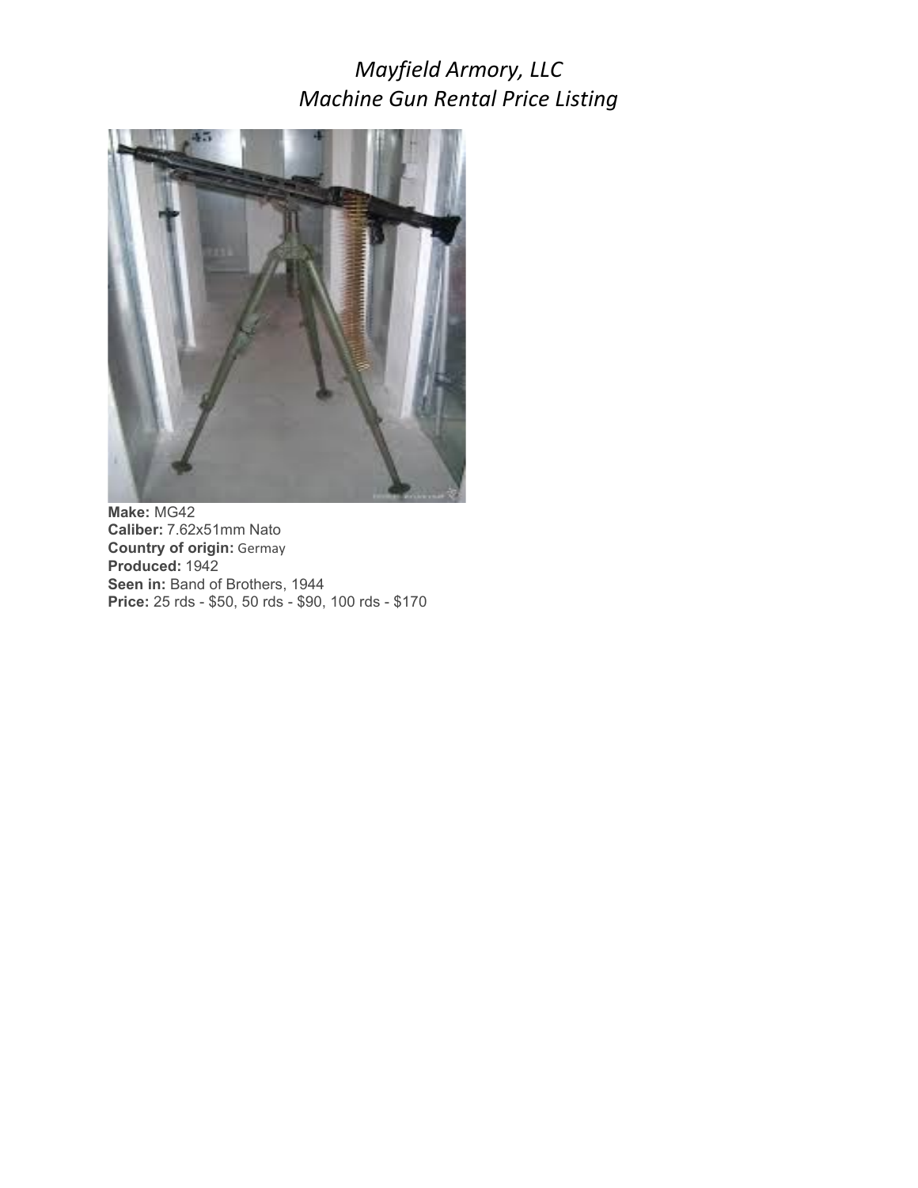*Mayfield Armory, LLC*
*Machine Gun Rental Price Listing*

**Make:** MG42
**Caliber:** 7.62x51mm Nato
**Country of origin:** Germay
**Produced:** 1942
**Seen in:** Band of Brothers, 1944
**Price:** 25 rds - $50, 50 rds - $90, 100 rds - $170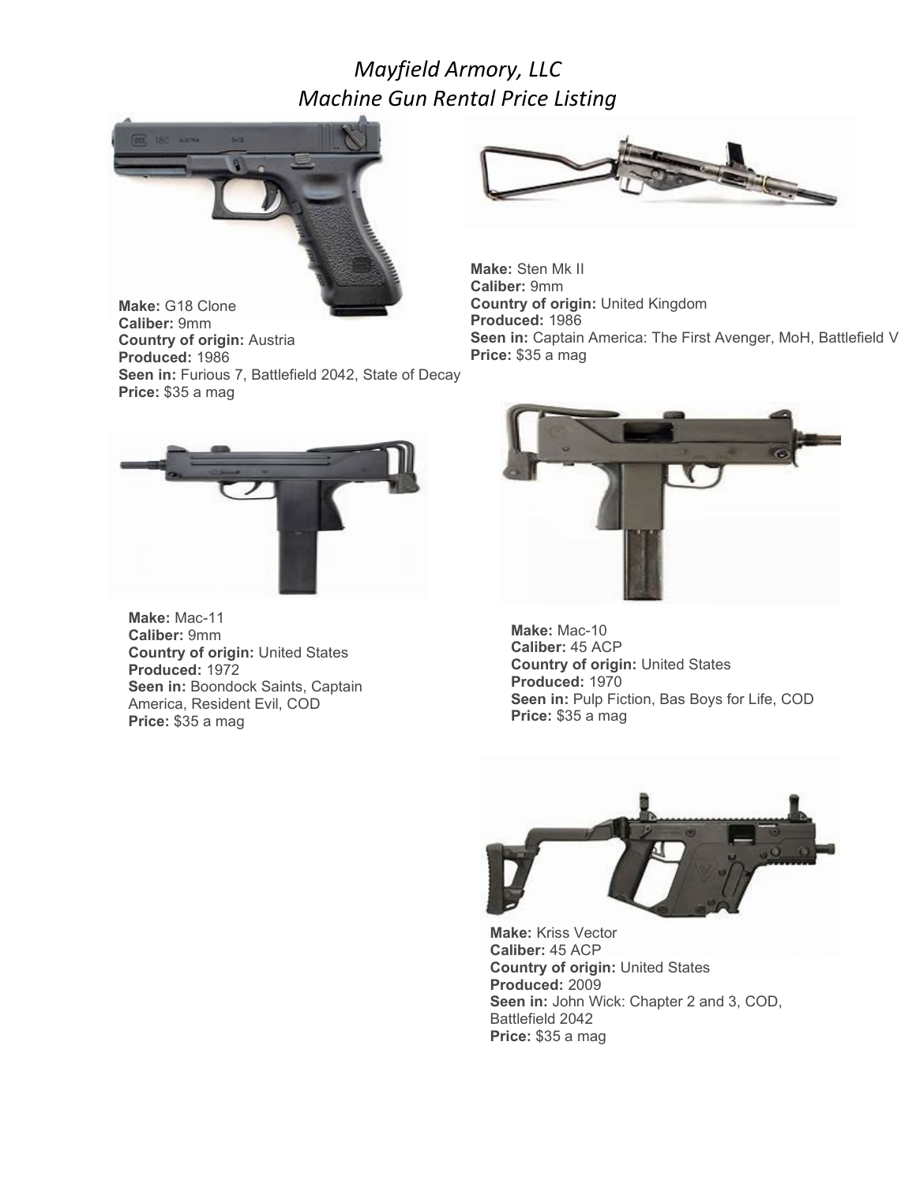# *Mayfield Armory, LLC*
# *Machine Gun Rental Price Listing*

**Make:** G18 Clone
**Caliber:** 9mm
**Country of origin:** Austria
**Produced:** 1986
**Seen in:** Furious 7, Battlefield 2042, State of Decay
**Price:** $35 a mag

**Make:** Sten Mk II
**Caliber:** 9mm
**Country of origin:** United Kingdom
**Produced:** 1986
**Seen in:** Captain America: The First Avenger, MoH, Battlefield V
**Price:** $35 a mag

**Make:** Mac-11
**Caliber:** 9mm
**Country of origin:** United States
**Produced:** 1972
**Seen in:** Boondock Saints, Captain America, Resident Evil, COD
**Price:** $35 a mag

**Make:** Mac-10
**Caliber:** 45 ACP
**Country of origin:** United States
**Produced:** 1970
**Seen in:** Pulp Fiction, Bas Boys for Life, COD
**Price:** $35 a mag

**Make:** Kriss Vector
**Caliber:** 45 ACP
**Country of origin:** United States
**Produced:** 2009
**Seen in:** John Wick: Chapter 2 and 3, COD, Battlefield 2042
**Price:** $35 a mag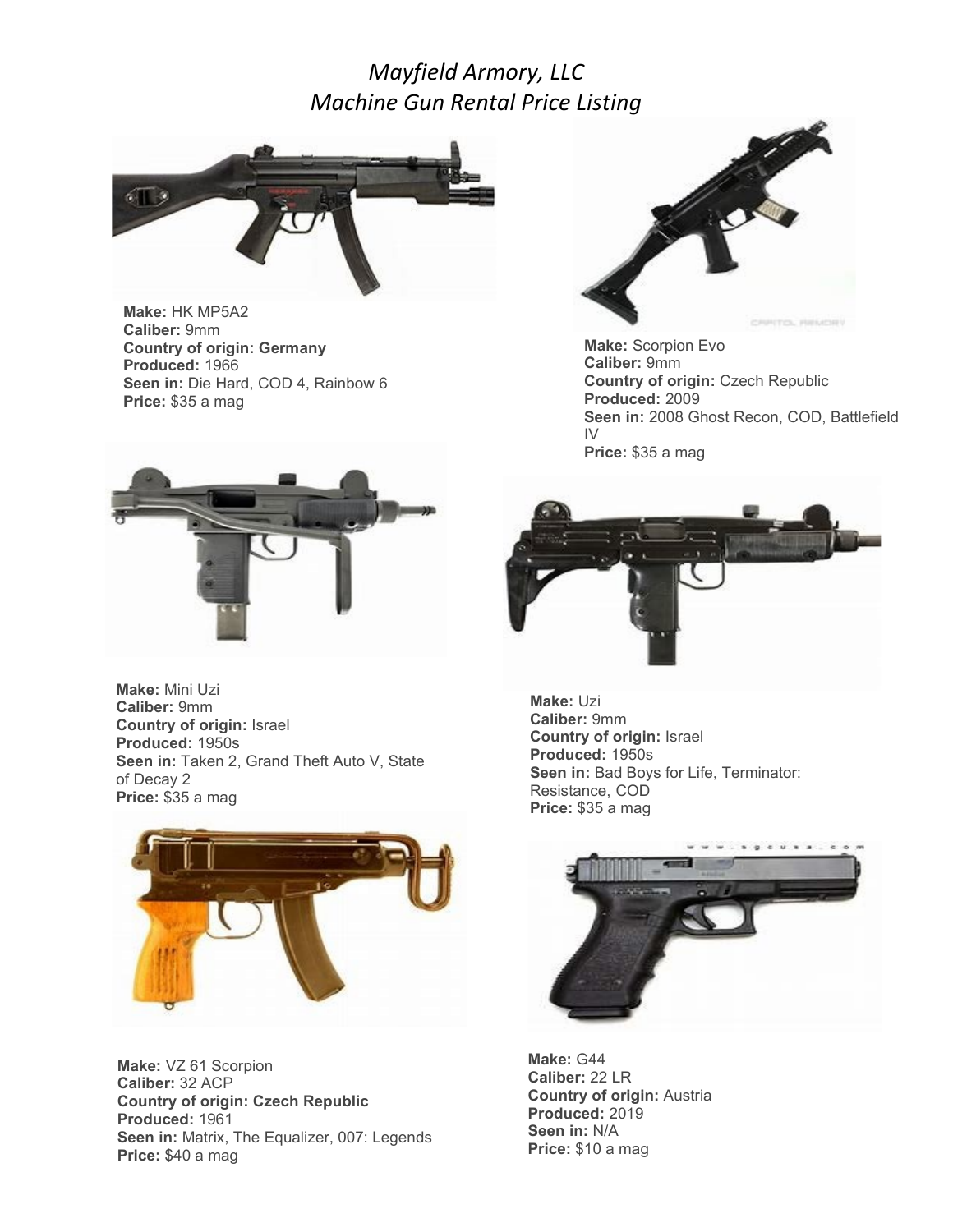# *Mayfield Armory, LLC*
# *Machine Gun Rental Price Listing*

**Make:** HK MP5A2
**Caliber:** 9mm
**Country of origin: Germany**
**Produced:** 1966
**Seen in:** Die Hard, COD 4, Rainbow 6
**Price:** $35 a mag

**Make:** Scorpion Evo
**Caliber:** 9mm
**Country of origin:** Czech Republic
**Produced:** 2009
**Seen in:** 2008 Ghost Recon, COD, Battlefield IV
**Price:** $35 a mag

**Make:** Mini Uzi
**Caliber:** 9mm
**Country of origin:** Israel
**Produced:** 1950s
**Seen in:** Taken 2, Grand Theft Auto V, State of Decay 2
**Price:** $35 a mag

**Make:** Uzi
**Caliber:** 9mm
**Country of origin:** Israel
**Produced:** 1950s
**Seen in:** Bad Boys for Life, Terminator: Resistance, COD
**Price:** $35 a mag

**Make:** VZ 61 Scorpion
**Caliber:** 32 ACP
**Country of origin: Czech Republic**
**Produced:** 1961
**Seen in:** Matrix, The Equalizer, 007: Legends
**Price:** $40 a mag

**Make:** G44
**Caliber:** 22 LR
**Country of origin:** Austria
**Produced:** 2019
**Seen in:** N/A
**Price:** $10 a mag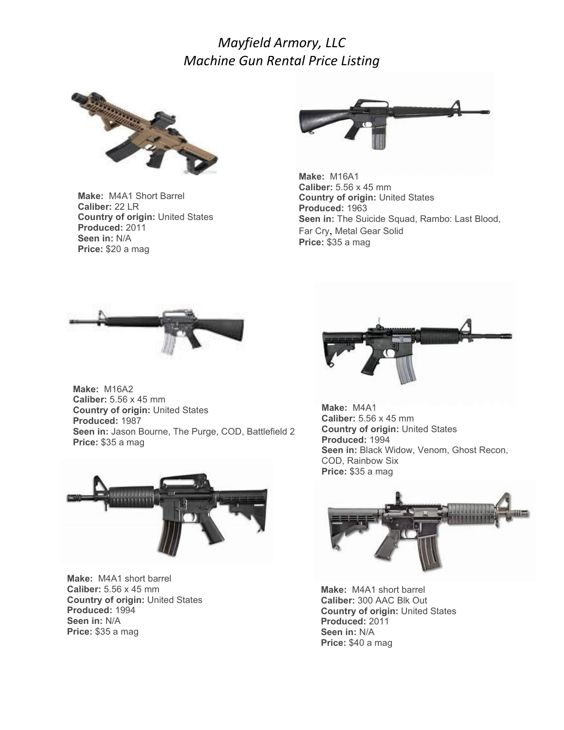# *Mayfield Armory, LLC*
# *Machine Gun Rental Price Listing*

**Make:** M4A1 Short Barrel
**Caliber:** 22 LR
**Country of origin:** United States
**Produced:** 2011
**Seen in:** N/A
**Price:** $20 a mag

**Make:** M16A1
**Caliber:** 5.56 x 45 mm
**Country of origin:** United States
**Produced:** 1963
**Seen in:** The Suicide Squad, Rambo: Last Blood, Far Cry, Metal Gear Solid
**Price:** $35 a mag

**Make:** M16A2
**Caliber:** 5.56 x 45 mm
**Country of origin:** United States
**Produced:** 1987
**Seen in:** Jason Bourne, The Purge, COD, Battlefield 2
**Price:** $35 a mag

**Make:** M4A1
**Caliber:** 5.56 x 45 mm
**Country of origin:** United States
**Produced:** 1994
**Seen in:** Black Widow, Venom, Ghost Recon, COD, Rainbow Six
**Price:** $35 a mag

**Make:** M4A1 short barrel
**Caliber:** 5.56 x 45 mm
**Country of origin:** United States
**Produced:** 1994
**Seen in:** N/A
**Price:** $35 a mag

**Make:** M4A1 short barrel
**Caliber:** 300 AAC Blk Out
**Country of origin:** United States
**Produced:** 2011
**Seen in:** N/A
**Price:** $40 a mag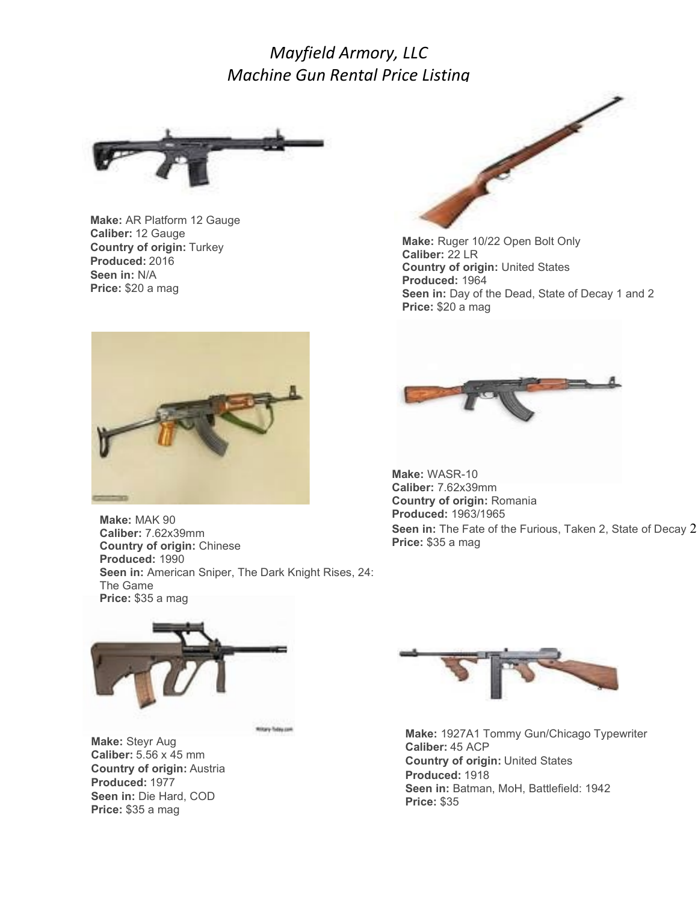# *Mayfield Armory, LLC*
# *Machine Gun Rental Price Listing*

**Make:** AR Platform 12 Gauge
**Caliber:** 12 Gauge
**Country of origin:** Turkey
**Produced:** 2016
**Seen in:** N/A
**Price:** $20 a mag

**Make:** Ruger 10/22 Open Bolt Only
**Caliber:** 22 LR
**Country of origin:** United States
**Produced:** 1964
**Seen in:** Day of the Dead, State of Decay 1 and 2
**Price:** $20 a mag

**Make:** MAK 90
**Caliber:** 7.62x39mm
**Country of origin:** Chinese
**Produced:** 1990
**Seen in:** American Sniper, The Dark Knight Rises, 24: The Game
**Price:** $35 a mag

**Make:** WASR-10
**Caliber:** 7.62x39mm
**Country of origin:** Romania
**Produced:** 1963/1965
**Seen in:** The Fate of the Furious, Taken 2, State of Decay 2
**Price:** $35 a mag

**Make:** Steyr Aug
**Caliber:** 5.56 x 45 mm
**Country of origin:** Austria
**Produced:** 1977
**Seen in:** Die Hard, COD
**Price:** $35 a mag

**Make:** 1927A1 Tommy Gun/Chicago Typewriter
**Caliber:** 45 ACP
**Country of origin:** United States
**Produced:** 1918
**Seen in:** Batman, MoH, Battlefield: 1942
**Price:** $35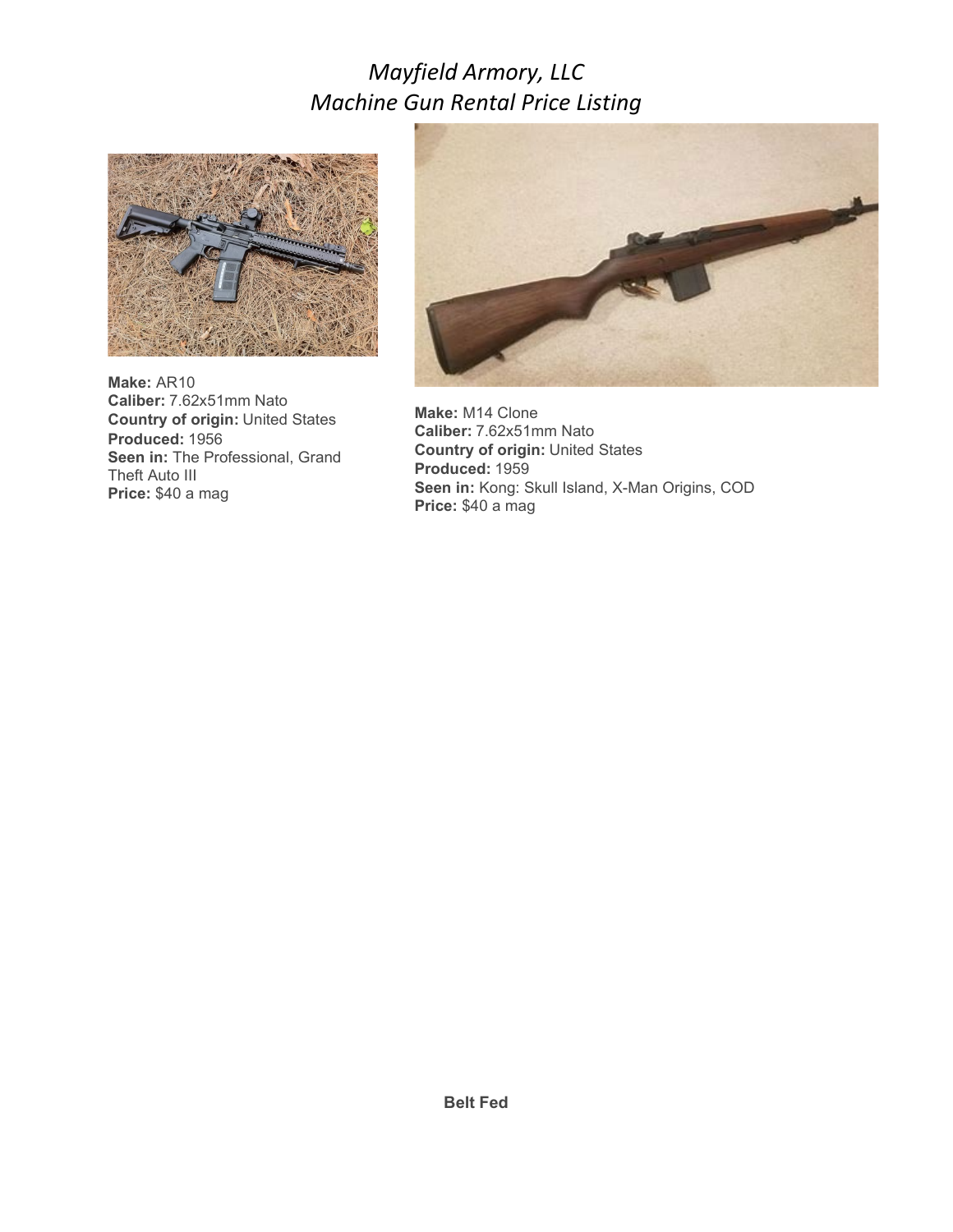*Mayfield Armory, LLC*
*Machine Gun Rental Price Listing*

**Make:** AR10
**Caliber:** 7.62x51mm Nato
**Country of origin:** United States
**Produced:** 1956
**Seen in:** The Professional, Grand Theft Auto III
**Price:** $40 a mag

**Make:** M14 Clone
**Caliber:** 7.62x51mm Nato
**Country of origin:** United States
**Produced:** 1959
**Seen in:** Kong: Skull Island, X-Man Origins, COD
**Price:** $40 a mag

**Belt Fed**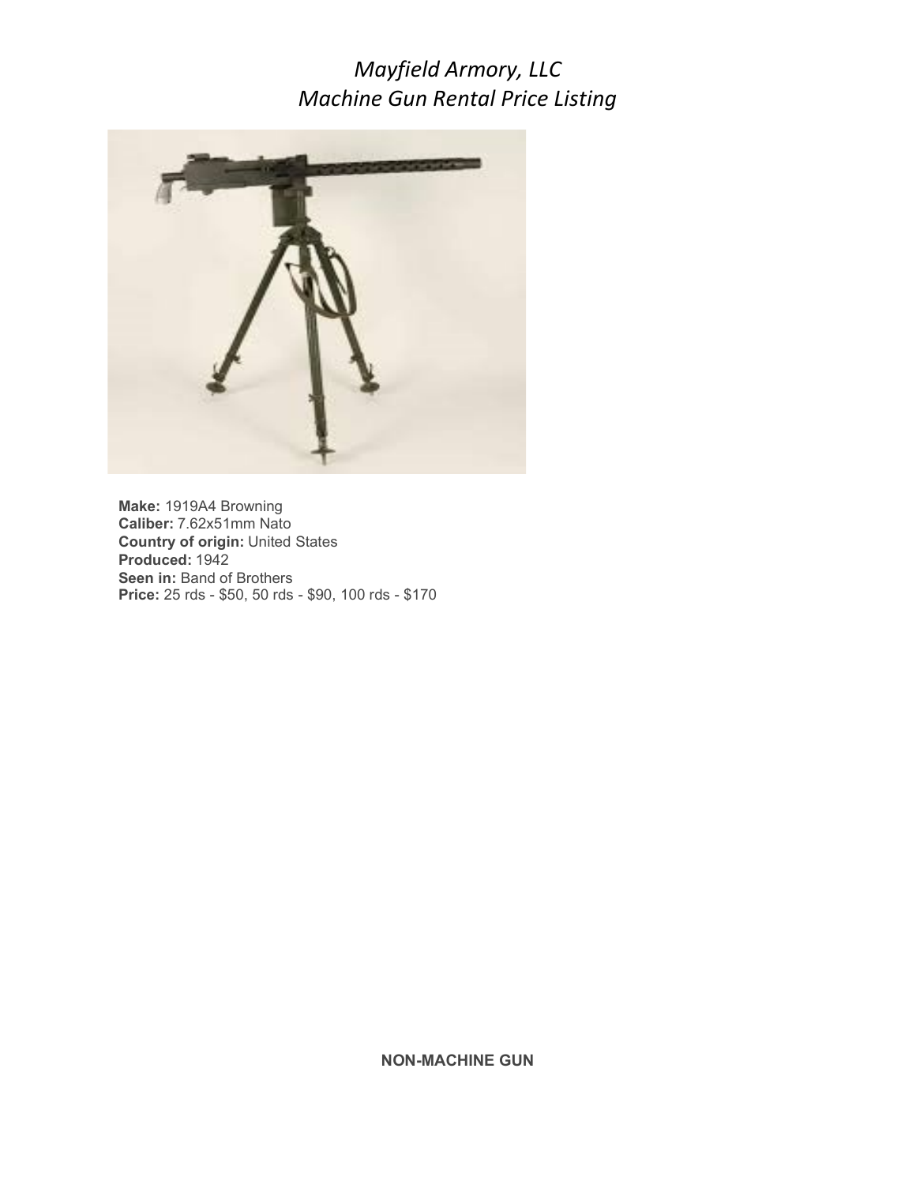*Mayfield Armory, LLC*
*Machine Gun Rental Price Listing*

**Make:** 1919A4 Browning
**Caliber:** 7.62x51mm Nato
**Country of origin:** United States
**Produced:** 1942
**Seen in:** Band of Brothers
**Price:** 25 rds - $50, 50 rds - $90, 100 rds - $170

**NON-MACHINE GUN**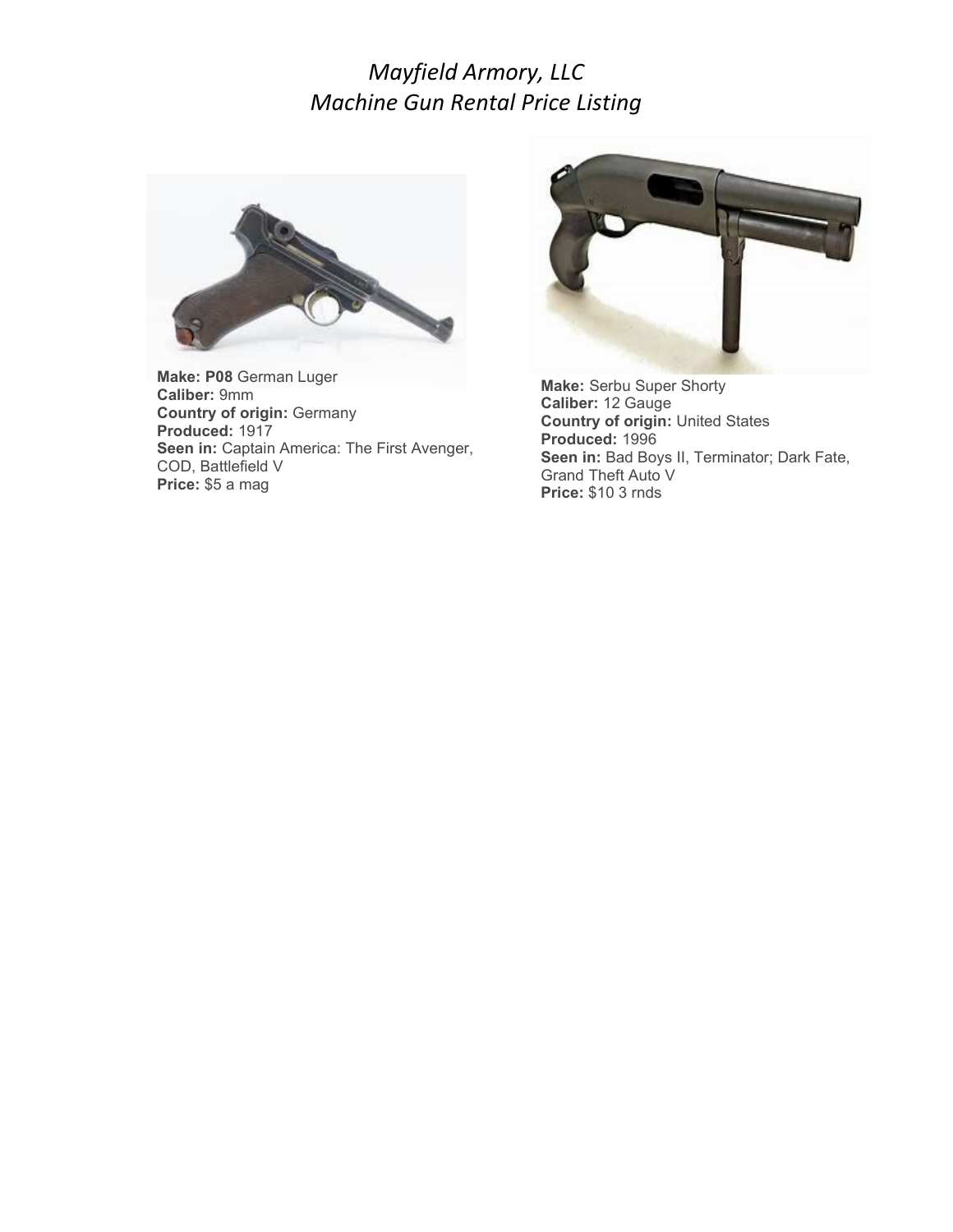*Mayfield Armory, LLC*
*Machine Gun Rental Price Listing*

**Make: P08** German Luger
**Caliber:** 9mm
**Country of origin:** Germany
**Produced:** 1917
**Seen in:** Captain America: The First Avenger, COD, Battlefield V
**Price:** $5 a mag

**Make:** Serbu Super Shorty
**Caliber:** 12 Gauge
**Country of origin:** United States
**Produced:** 1996
**Seen in:** Bad Boys II, Terminator; Dark Fate, Grand Theft Auto V
**Price:** $10 3 rnds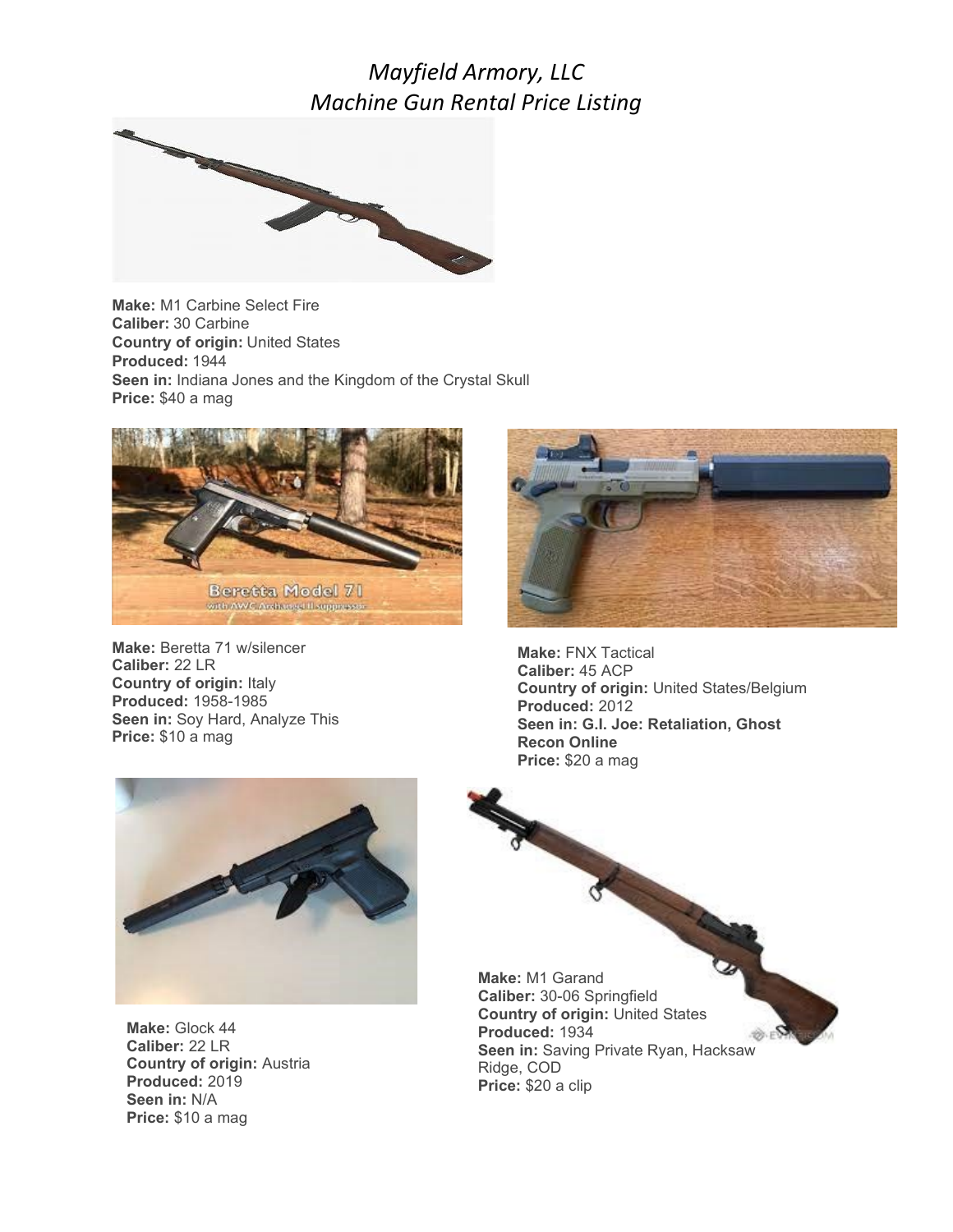# *Mayfield Armory, LLC*
# *Machine Gun Rental Price Listing*

**Make:** M1 Carbine Select Fire
**Caliber:** 30 Carbine
**Country of origin:** United States
**Produced:** 1944
**Seen in:** Indiana Jones and the Kingdom of the Crystal Skull
**Price:** $40 a mag

**Make:** Beretta 71 w/silencer
**Caliber:** 22 LR
**Country of origin:** Italy
**Produced:** 1958-1985
**Seen in:** Soy Hard, Analyze This
**Price:** $10 a mag

**Make:** FNX Tactical
**Caliber:** 45 ACP
**Country of origin:** United States/Belgium
**Produced:** 2012
**Seen in: G.I. Joe: Retaliation, Ghost Recon Online**
**Price:** $20 a mag

**Make:** Glock 44
**Caliber:** 22 LR
**Country of origin:** Austria
**Produced:** 2019
**Seen in:** N/A
**Price:** $10 a mag

**Make:** M1 Garand
**Caliber:** 30-06 Springfield
**Country of origin:** United States
**Produced:** 1934
**Seen in:** Saving Private Ryan, Hacksaw Ridge, COD
**Price:** $20 a clip